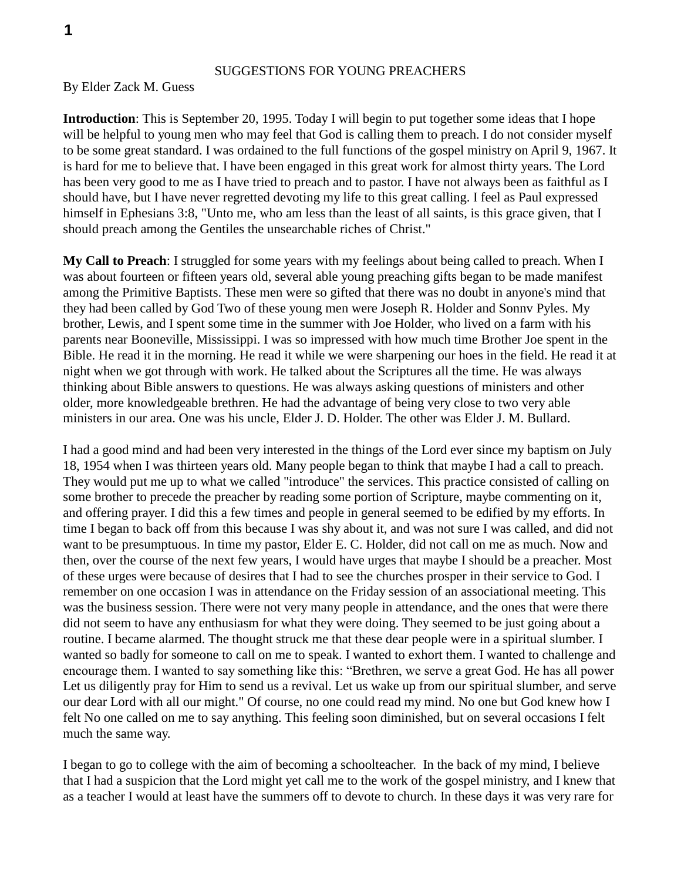SUGGESTIONS FOR YOUNG PREACHERS

By Elder Zack M. Guess

**Introduction**: This is September 20, 1995. Today I will begin to put together some ideas that I hope will be helpful to young men who may feel that God is calling them to preach. I do not consider myself to be some great standard. I was ordained to the full functions of the gospel ministry on April 9, 1967. It is hard for me to believe that. I have been engaged in this great work for almost thirty years. The Lord has been very good to me as I have tried to preach and to pastor. I have not always been as faithful as I should have, but I have never regretted devoting my life to this great calling. I feel as Paul expressed himself in Ephesians 3:8, "Unto me, who am less than the least of all saints, is this grace given, that I should preach among the Gentiles the unsearchable riches of Christ."

**My Call to Preach**: I struggled for some years with my feelings about being called to preach. When I was about fourteen or fifteen years old, several able young preaching gifts began to be made manifest among the Primitive Baptists. These men were so gifted that there was no doubt in anyone's mind that they had been called by God Two of these young men were Joseph R. Holder and Sonnv Pyles. My brother, Lewis, and I spent some time in the summer with Joe Holder, who lived on a farm with his parents near Booneville, Mississippi. I was so impressed with how much time Brother Joe spent in the Bible. He read it in the morning. He read it while we were sharpening our hoes in the field. He read it at night when we got through with work. He talked about the Scriptures all the time. He was always thinking about Bible answers to questions. He was always asking questions of ministers and other older, more knowledgeable brethren. He had the advantage of being very close to two very able ministers in our area. One was his uncle, Elder J. D. Holder. The other was Elder J. M. Bullard.

I had a good mind and had been very interested in the things of the Lord ever since my baptism on July 18, 1954 when I was thirteen years old. Many people began to think that maybe I had a call to preach. They would put me up to what we called "introduce" the services. This practice consisted of calling on some brother to precede the preacher by reading some portion of Scripture, maybe commenting on it, and offering prayer. I did this a few times and people in general seemed to be edified by my efforts. In time I began to back off from this because I was shy about it, and was not sure I was called, and did not want to be presumptuous. In time my pastor, Elder E. C. Holder, did not call on me as much. Now and then, over the course of the next few years, I would have urges that maybe I should be a preacher. Most of these urges were because of desires that I had to see the churches prosper in their service to God. I remember on one occasion I was in attendance on the Friday session of an associational meeting. This was the business session. There were not very many people in attendance, and the ones that were there did not seem to have any enthusiasm for what they were doing. They seemed to be just going about a routine. I became alarmed. The thought struck me that these dear people were in a spiritual slumber. I wanted so badly for someone to call on me to speak. I wanted to exhort them. I wanted to challenge and encourage them. I wanted to say something like this: "Brethren, we serve a great God. He has all power Let us diligently pray for Him to send us a revival. Let us wake up from our spiritual slumber, and serve our dear Lord with all our might." Of course, no one could read my mind. No one but God knew how I felt No one called on me to say anything. This feeling soon diminished, but on several occasions I felt much the same way.

I began to go to college with the aim of becoming a schoolteacher. In the back of my mind, I believe that I had a suspicion that the Lord might yet call me to the work of the gospel ministry, and I knew that as a teacher I would at least have the summers off to devote to church. In these days it was very rare for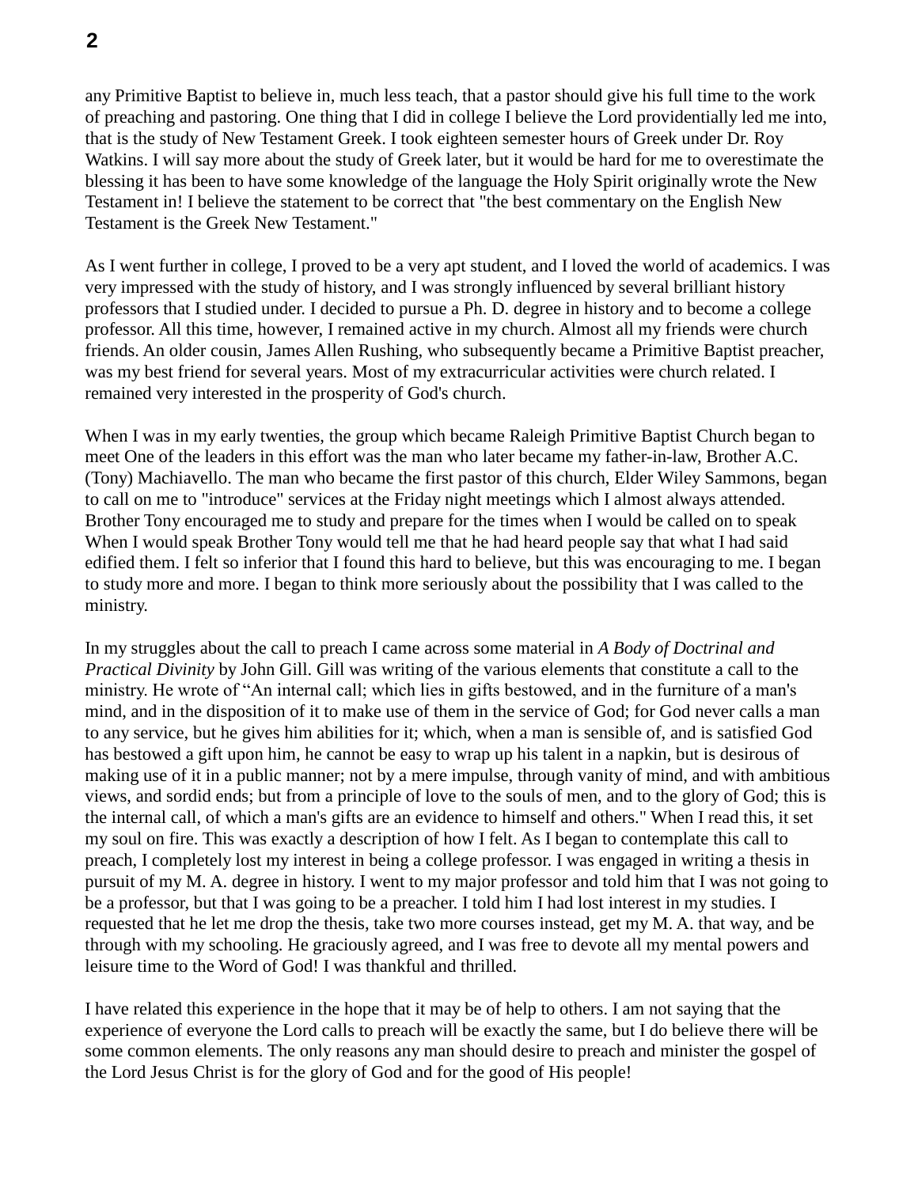any Primitive Baptist to believe in, much less teach, that a pastor should give his full time to the work of preaching and pastoring. One thing that I did in college I believe the Lord providentially led me into, that is the study of New Testament Greek. I took eighteen semester hours of Greek under Dr. Roy Watkins. I will say more about the study of Greek later, but it would be hard for me to overestimate the blessing it has been to have some knowledge of the language the Holy Spirit originally wrote the New Testament in! I believe the statement to be correct that "the best commentary on the English New Testament is the Greek New Testament."

As I went further in college, I proved to be a very apt student, and I loved the world of academics. I was very impressed with the study of history, and I was strongly influenced by several brilliant history professors that I studied under. I decided to pursue a Ph. D. degree in history and to become a college professor. All this time, however, I remained active in my church. Almost all my friends were church friends. An older cousin, James Allen Rushing, who subsequently became a Primitive Baptist preacher, was my best friend for several years. Most of my extracurricular activities were church related. I remained very interested in the prosperity of God's church.

When I was in my early twenties, the group which became Raleigh Primitive Baptist Church began to meet One of the leaders in this effort was the man who later became my father-in-law, Brother A.C. (Tony) Machiavello. The man who became the first pastor of this church, Elder Wiley Sammons, began to call on me to "introduce" services at the Friday night meetings which I almost always attended. Brother Tony encouraged me to study and prepare for the times when I would be called on to speak When I would speak Brother Tony would tell me that he had heard people say that what I had said edified them. I felt so inferior that I found this hard to believe, but this was encouraging to me. I began to study more and more. I began to think more seriously about the possibility that I was called to the ministry.

In my struggles about the call to preach I came across some material in *A Body of Doctrinal and Practical Divinity* by John Gill. Gill was writing of the various elements that constitute a call to the ministry. He wrote of "An internal call; which lies in gifts bestowed, and in the furniture of a man's mind, and in the disposition of it to make use of them in the service of God; for God never calls a man to any service, but he gives him abilities for it; which, when a man is sensible of, and is satisfied God has bestowed a gift upon him, he cannot be easy to wrap up his talent in a napkin, but is desirous of making use of it in a public manner; not by a mere impulse, through vanity of mind, and with ambitious views, and sordid ends; but from a principle of love to the souls of men, and to the glory of God; this is the internal call, of which a man's gifts are an evidence to himself and others." When I read this, it set my soul on fire. This was exactly a description of how I felt. As I began to contemplate this call to preach, I completely lost my interest in being a college professor. I was engaged in writing a thesis in pursuit of my M. A. degree in history. I went to my major professor and told him that I was not going to be a professor, but that I was going to be a preacher. I told him I had lost interest in my studies. I requested that he let me drop the thesis, take two more courses instead, get my M. A. that way, and be through with my schooling. He graciously agreed, and I was free to devote all my mental powers and leisure time to the Word of God! I was thankful and thrilled.

I have related this experience in the hope that it may be of help to others. I am not saying that the experience of everyone the Lord calls to preach will be exactly the same, but I do believe there will be some common elements. The only reasons any man should desire to preach and minister the gospel of the Lord Jesus Christ is for the glory of God and for the good of His people!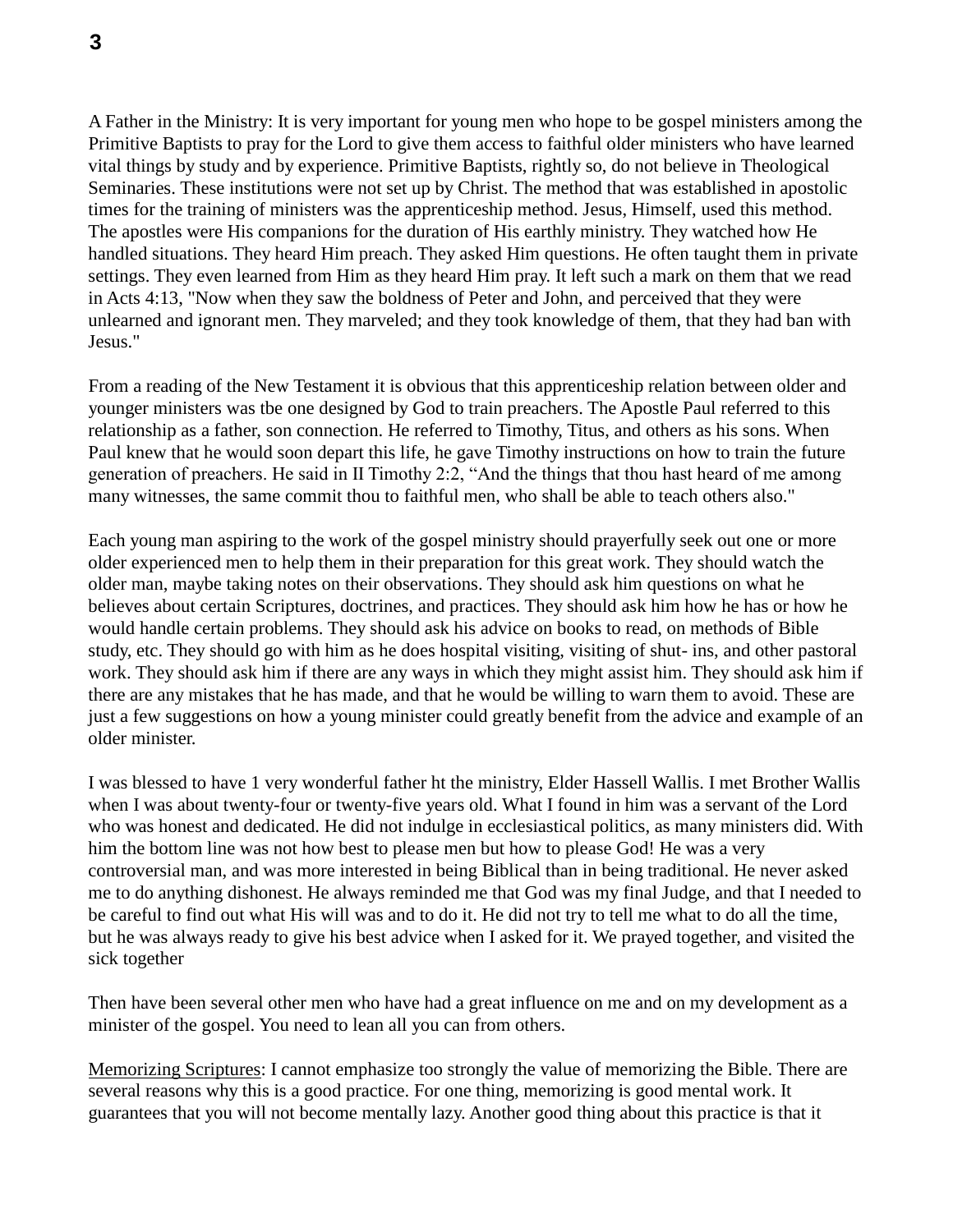A Father in the Ministry: It is very important for young men who hope to be gospel ministers among the Primitive Baptists to pray for the Lord to give them access to faithful older ministers who have learned vital things by study and by experience. Primitive Baptists, rightly so, do not believe in Theological Seminaries. These institutions were not set up by Christ. The method that was established in apostolic times for the training of ministers was the apprenticeship method. Jesus, Himself, used this method. The apostles were His companions for the duration of His earthly ministry. They watched how He handled situations. They heard Him preach. They asked Him questions. He often taught them in private settings. They even learned from Him as they heard Him pray. It left such a mark on them that we read in Acts 4:13, "Now when they saw the boldness of Peter and John, and perceived that they were unlearned and ignorant men. They marveled; and they took knowledge of them, that they had ban with Jesus."

From a reading of the New Testament it is obvious that this apprenticeship relation between older and younger ministers was tbe one designed by God to train preachers. The Apostle Paul referred to this relationship as a father, son connection. He referred to Timothy, Titus, and others as his sons. When Paul knew that he would soon depart this life, he gave Timothy instructions on how to train the future generation of preachers. He said in II Timothy 2:2, “And the things that thou hast heard of me among many witnesses, the same commit thou to faithful men, who shall be able to teach others also."

Each young man aspiring to the work of the gospel ministry should prayerfully seek out one or more older experienced men to help them in their preparation for this great work. They should watch the older man, maybe taking notes on their observations. They should ask him questions on what he believes about certain Scriptures, doctrines, and practices. They should ask him how he has or how he would handle certain problems. They should ask his advice on books to read, on methods of Bible study, etc. They should go with him as he does hospital visiting, visiting of shut- ins, and other pastoral work. They should ask him if there are any ways in which they might assist him. They should ask him if there are any mistakes that he has made, and that he would be willing to warn them to avoid. These are just a few suggestions on how a young minister could greatly benefit from the advice and example of an older minister.

I was blessed to have 1 very wonderful father ht the ministry, Elder Hassell Wallis. I met Brother Wallis when I was about twenty-four or twenty-five years old. What I found in him was a servant of the Lord who was honest and dedicated. He did not indulge in ecclesiastical politics, as many ministers did. With him the bottom line was not how best to please men but how to please God! He was a very controversial man, and was more interested in being Biblical than in being traditional. He never asked me to do anything dishonest. He always reminded me that God was my final Judge, and that I needed to be careful to find out what His will was and to do it. He did not try to tell me what to do all the time, but he was always ready to give his best advice when I asked for it. We prayed together, and visited the sick together

Then have been several other men who have had a great influence on me and on my development as a minister of the gospel. You need to lean all you can from others.

<u>Memorizing Scriptures</u>: I cannot emphasize too strongly the value of memorizing the Bible. There are several reasons why this is a good practice. For one thing, memorizing is good mental work. It guarantees that you will not become mentally lazy. Another good thing about this practice is that it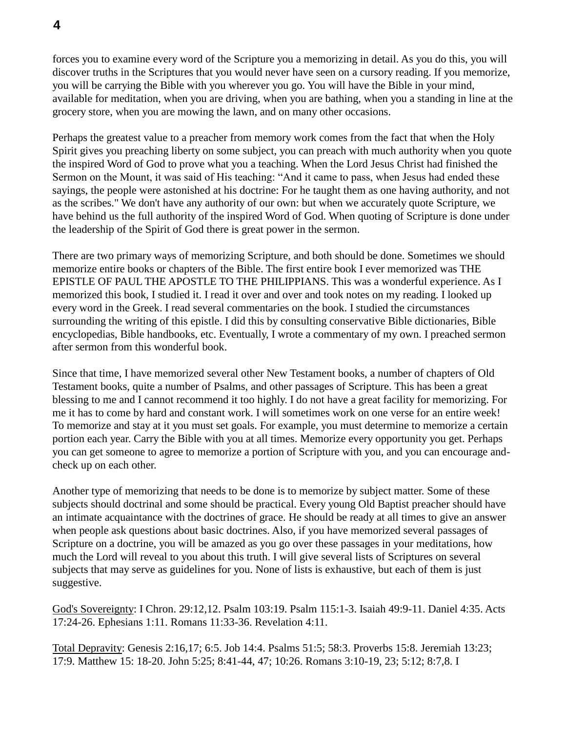forces you to examine every word of the Scripture you a memorizing in detail. As you do this, you will discover truths in the Scriptures that you would never have seen on a cursory reading. If you memorize, you will be carrying the Bible with you wherever you go. You will have the Bible in your mind, available for meditation, when you are driving, when you are bathing, when you a standing in line at the grocery store, when you are mowing the lawn, and on many other occasions.

Perhaps the greatest value to a preacher from memory work comes from the fact that when the Holy Spirit gives you preaching liberty on some subject, you can preach with much authority when you quote the inspired Word of God to prove what you a teaching. When the Lord Jesus Christ had finished the Sermon on the Mount, it was said of His teaching: “And it came to pass, when Jesus had ended these sayings, the people were astonished at his doctrine: For he taught them as one having authority, and not as the scribes." We don't have any authority of our own: but when we accurately quote Scripture, we have behind us the full authority of the inspired Word of God. When quoting of Scripture is done under the leadership of the Spirit of God there is great power in the sermon.

There are two primary ways of memorizing Scripture, and both should be done. Sometimes we should memorize entire books or chapters of the Bible. The first entire book I ever memorized was THE EPISTLE OF PAUL THE APOSTLE TO THE PHILIPPIANS. This was a wonderful experience. As I memorized this book, I studied it. I read it over and over and took notes on my reading. I looked up every word in the Greek. I read several commentaries on the book. I studied the circumstances surrounding the writing of this epistle. I did this by consulting conservative Bible dictionaries, Bible encyclopedias, Bible handbooks, etc. Eventually, I wrote a commentary of my own. I preached sermon after sermon from this wonderful book.

Since that time, I have memorized several other New Testament books, a number of chapters of Old Testament books, quite a number of Psalms, and other passages of Scripture. This has been a great blessing to me and I cannot recommend it too highly. I do not have a great facility for memorizing. For me it has to come by hard and constant work. I will sometimes work on one verse for an entire week! To memorize and stay at it you must set goals. For example, you must determine to memorize a certain portion each year. Carry the Bible with you at all times. Memorize every opportunity you get. Perhaps you can get someone to agree to memorize a portion of Scripture with you, and you can encourage and-check up on each other.

Another type of memorizing that needs to be done is to memorize by subject matter. Some of these subjects should doctrinal and some should be practical. Every young Old Baptist preacher should have an intimate acquaintance with the doctrines of grace. He should be ready at all times to give an answer when people ask questions about basic doctrines. Also, if you have memorized several passages of Scripture on a doctrine, you will be amazed as you go over these passages in your meditations, how much the Lord will reveal to you about this truth. I will give several lists of Scriptures on several subjects that may serve as guidelines for you. None of lists is exhaustive, but each of them is just suggestive.

<u>God's Sovereignty</u>: I Chron. 29:12,12. Psalm 103:19. Psalm 115:1-3. Isaiah 49:9-11. Daniel 4:35. Acts 17:24-26. Ephesians 1:11. Romans 11:33-36. Revelation 4:11.

<u>Total Depravity</u>: Genesis 2:16,17; 6:5. Job 14:4. Psalms 51:5; 58:3. Proverbs 15:8. Jeremiah 13:23; 17:9. Matthew 15: 18-20. John 5:25; 8:41-44, 47; 10:26. Romans 3:10-19, 23; 5:12; 8:7,8. I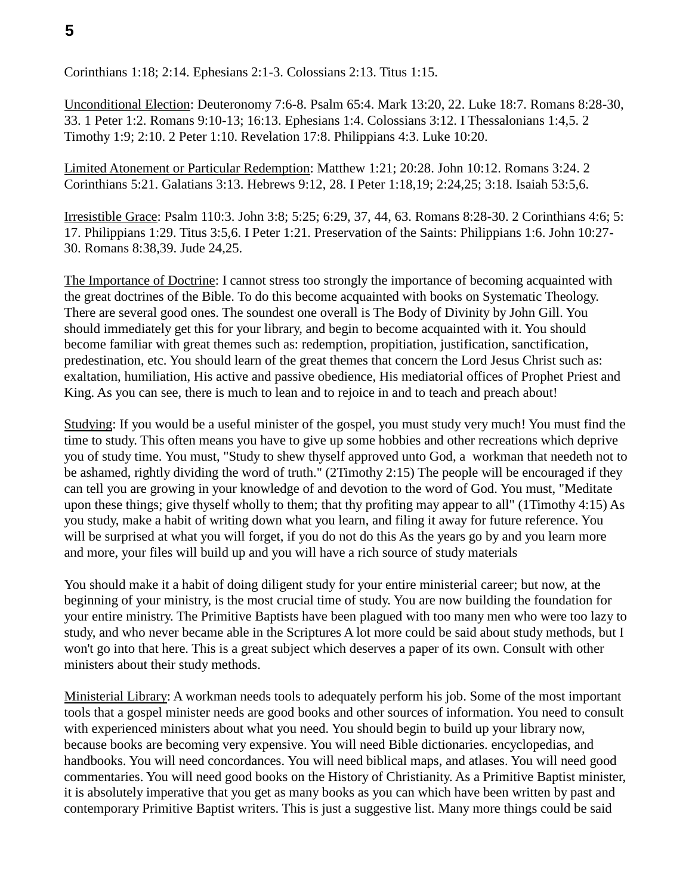Corinthians 1:18; 2:14. Ephesians 2:1-3. Colossians 2:13. Titus 1:15.

Unconditional Election: Deuteronomy 7:6-8. Psalm 65:4. Mark 13:20, 22. Luke 18:7. Romans 8:28-30, 33. 1 Peter 1:2. Romans 9:10-13; 16:13. Ephesians 1:4. Colossians 3:12. I Thessalonians 1:4,5. 2 Timothy 1:9; 2:10. 2 Peter 1:10. Revelation 17:8. Philippians 4:3. Luke 10:20.

Limited Atonement or Particular Redemption: Matthew 1:21; 20:28. John 10:12. Romans 3:24. 2 Corinthians 5:21. Galatians 3:13. Hebrews 9:12, 28. I Peter 1:18,19; 2:24,25; 3:18. Isaiah 53:5,6.

Irresistible Grace: Psalm 110:3. John 3:8; 5:25; 6:29, 37, 44, 63. Romans 8:28-30. 2 Corinthians 4:6; 5:17. Philippians 1:29. Titus 3:5,6. I Peter 1:21. Preservation of the Saints: Philippians 1:6. John 10:27-30. Romans 8:38,39. Jude 24,25.

The Importance of Doctrine: I cannot stress too strongly the importance of becoming acquainted with the great doctrines of the Bible. To do this become acquainted with books on Systematic Theology. There are several good ones. The soundest one overall is The Body of Divinity by John Gill. You should immediately get this for your library, and begin to become acquainted with it. You should become familiar with great themes such as: redemption, propitiation, justification, sanctification, predestination, etc. You should learn of the great themes that concern the Lord Jesus Christ such as: exaltation, humiliation, His active and passive obedience, His mediatorial offices of Prophet Priest and King. As you can see, there is much to lean and to rejoice in and to teach and preach about!

Studying: If you would be a useful minister of the gospel, you must study very much! You must find the time to study. This often means you have to give up some hobbies and other recreations which deprive you of study time. You must, "Study to shew thyself approved unto God, a workman that needeth not to be ashamed, rightly dividing the word of truth." (2Timothy 2:15) The people will be encouraged if they can tell you are growing in your knowledge of and devotion to the word of God. You must, "Meditate upon these things; give thyself wholly to them; that thy profiting may appear to all" (1Timothy 4:15) As you study, make a habit of writing down what you learn, and filing it away for future reference. You will be surprised at what you will forget, if you do not do this As the years go by and you learn more and more, your files will build up and you will have a rich source of study materials

You should make it a habit of doing diligent study for your entire ministerial career; but now, at the beginning of your ministry, is the most crucial time of study. You are now building the foundation for your entire ministry. The Primitive Baptists have been plagued with too many men who were too lazy to study, and who never became able in the Scriptures A lot more could be said about study methods, but I won't go into that here. This is a great subject which deserves a paper of its own. Consult with other ministers about their study methods.

Ministerial Library: A workman needs tools to adequately perform his job. Some of the most important tools that a gospel minister needs are good books and other sources of information. You need to consult with experienced ministers about what you need. You should begin to build up your library now, because books are becoming very expensive. You will need Bible dictionaries. encyclopedias, and handbooks. You will need concordances. You will need biblical maps, and atlases. You will need good commentaries. You will need good books on the History of Christianity. As a Primitive Baptist minister, it is absolutely imperative that you get as many books as you can which have been written by past and contemporary Primitive Baptist writers. This is just a suggestive list. Many more things could be said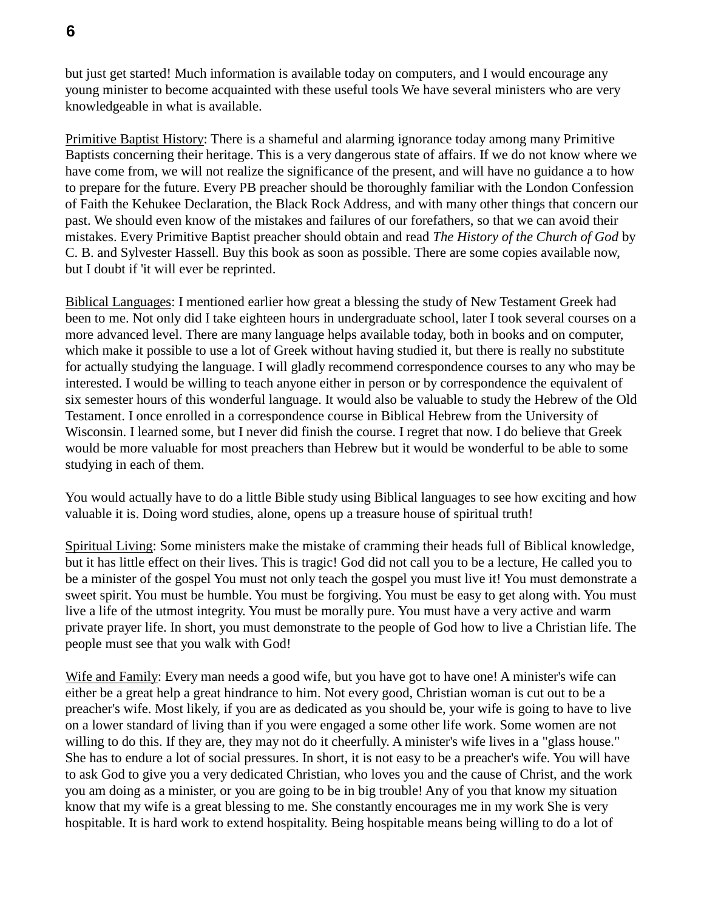but just get started! Much information is available today on computers, and I would encourage any young minister to become acquainted with these useful tools We have several ministers who are very knowledgeable in what is available.

Primitive Baptist History: There is a shameful and alarming ignorance today among many Primitive Baptists concerning their heritage. This is a very dangerous state of affairs. If we do not know where we have come from, we will not realize the significance of the present, and will have no guidance a to how to prepare for the future. Every PB preacher should be thoroughly familiar with the London Confession of Faith the Kehukee Declaration, the Black Rock Address, and with many other things that concern our past. We should even know of the mistakes and failures of our forefathers, so that we can avoid their mistakes. Every Primitive Baptist preacher should obtain and read *The History of the Church of God* by C. B. and Sylvester Hassell. Buy this book as soon as possible. There are some copies available now, but I doubt if 'it will ever be reprinted.

Biblical Languages: I mentioned earlier how great a blessing the study of New Testament Greek had been to me. Not only did I take eighteen hours in undergraduate school, later I took several courses on a more advanced level. There are many language helps available today, both in books and on computer, which make it possible to use a lot of Greek without having studied it, but there is really no substitute for actually studying the language. I will gladly recommend correspondence courses to any who may be interested. I would be willing to teach anyone either in person or by correspondence the equivalent of six semester hours of this wonderful language. It would also be valuable to study the Hebrew of the Old Testament. I once enrolled in a correspondence course in Biblical Hebrew from the University of Wisconsin. I learned some, but I never did finish the course. I regret that now. I do believe that Greek would be more valuable for most preachers than Hebrew but it would be wonderful to be able to some studying in each of them.

You would actually have to do a little Bible study using Biblical languages to see how exciting and how valuable it is. Doing word studies, alone, opens up a treasure house of spiritual truth!

Spiritual Living: Some ministers make the mistake of cramming their heads full of Biblical knowledge, but it has little effect on their lives. This is tragic! God did not call you to be a lecture, He called you to be a minister of the gospel You must not only teach the gospel you must live it! You must demonstrate a sweet spirit. You must be humble. You must be forgiving. You must be easy to get along with. You must live a life of the utmost integrity. You must be morally pure. You must have a very active and warm private prayer life. In short, you must demonstrate to the people of God how to live a Christian life. The people must see that you walk with God!

Wife and Family: Every man needs a good wife, but you have got to have one! A minister's wife can either be a great help a great hindrance to him. Not every good, Christian woman is cut out to be a preacher's wife. Most likely, if you are as dedicated as you should be, your wife is going to have to live on a lower standard of living than if you were engaged a some other life work. Some women are not willing to do this. If they are, they may not do it cheerfully. A minister's wife lives in a "glass house." She has to endure a lot of social pressures. In short, it is not easy to be a preacher's wife. You will have to ask God to give you a very dedicated Christian, who loves you and the cause of Christ, and the work you am doing as a minister, or you are going to be in big trouble! Any of you that know my situation know that my wife is a great blessing to me. She constantly encourages me in my work She is very hospitable. It is hard work to extend hospitality. Being hospitable means being willing to do a lot of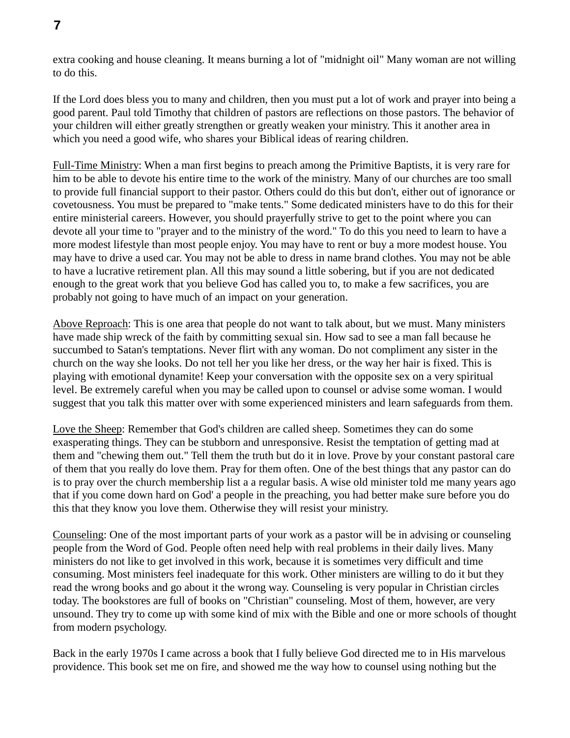extra cooking and house cleaning. It means burning a lot of "midnight oil" Many woman are not willing to do this.

If the Lord does bless you to many and children, then you must put a lot of work and prayer into being a good parent. Paul told Timothy that children of pastors are reflections on those pastors. The behavior of your children will either greatly strengthen or greatly weaken your ministry. This it another area in which you need a good wife, who shares your Biblical ideas of rearing children.

<u>Full-Time Ministry</u>: When a man first begins to preach among the Primitive Baptists, it is very rare for him to be able to devote his entire time to the work of the ministry. Many of our churches are too small to provide full financial support to their pastor. Others could do this but don't, either out of ignorance or covetousness. You must be prepared to "make tents." Some dedicated ministers have to do this for their entire ministerial careers. However, you should prayerfully strive to get to the point where you can devote all your time to "prayer and to the ministry of the word." To do this you need to learn to have a more modest lifestyle than most people enjoy. You may have to rent or buy a more modest house. You may have to drive a used car. You may not be able to dress in name brand clothes. You may not be able to have a lucrative retirement plan. All this may sound a little sobering, but if you are not dedicated enough to the great work that you believe God has called you to, to make a few sacrifices, you are probably not going to have much of an impact on your generation.

<u>Above Reproach</u>: This is one area that people do not want to talk about, but we must. Many ministers have made ship wreck of the faith by committing sexual sin. How sad to see a man fall because he succumbed to Satan's temptations. Never flirt with any woman. Do not compliment any sister in the church on the way she looks. Do not tell her you like her dress, or the way her hair is fixed. This is playing with emotional dynamite! Keep your conversation with the opposite sex on a very spiritual level. Be extremely careful when you may be called upon to counsel or advise some woman. I would suggest that you talk this matter over with some experienced ministers and learn safeguards from them.

<u>Love the Sheep</u>: Remember that God's children are called sheep. Sometimes they can do some exasperating things. They can be stubborn and unresponsive. Resist the temptation of getting mad at them and "chewing them out." Tell them the truth but do it in love. Prove by your constant pastoral care of them that you really do love them. Pray for them often. One of the best things that any pastor can do is to pray over the church membership list a a regular basis. A wise old minister told me many years ago that if you come down hard on God' a people in the preaching, you had better make sure before you do this that they know you love them. Otherwise they will resist your ministry.

<u>Counseling</u>: One of the most important parts of your work as a pastor will be in advising or counseling people from the Word of God. People often need help with real problems in their daily lives. Many ministers do not like to get involved in this work, because it is sometimes very difficult and time consuming. Most ministers feel inadequate for this work. Other ministers are willing to do it but they read the wrong books and go about it the wrong way. Counseling is very popular in Christian circles today. The bookstores are full of books on "Christian" counseling. Most of them, however, are very unsound. They try to come up with some kind of mix with the Bible and one or more schools of thought from modern psychology.

Back in the early 1970s I came across a book that I fully believe God directed me to in His marvelous providence. This book set me on fire, and showed me the way how to counsel using nothing but the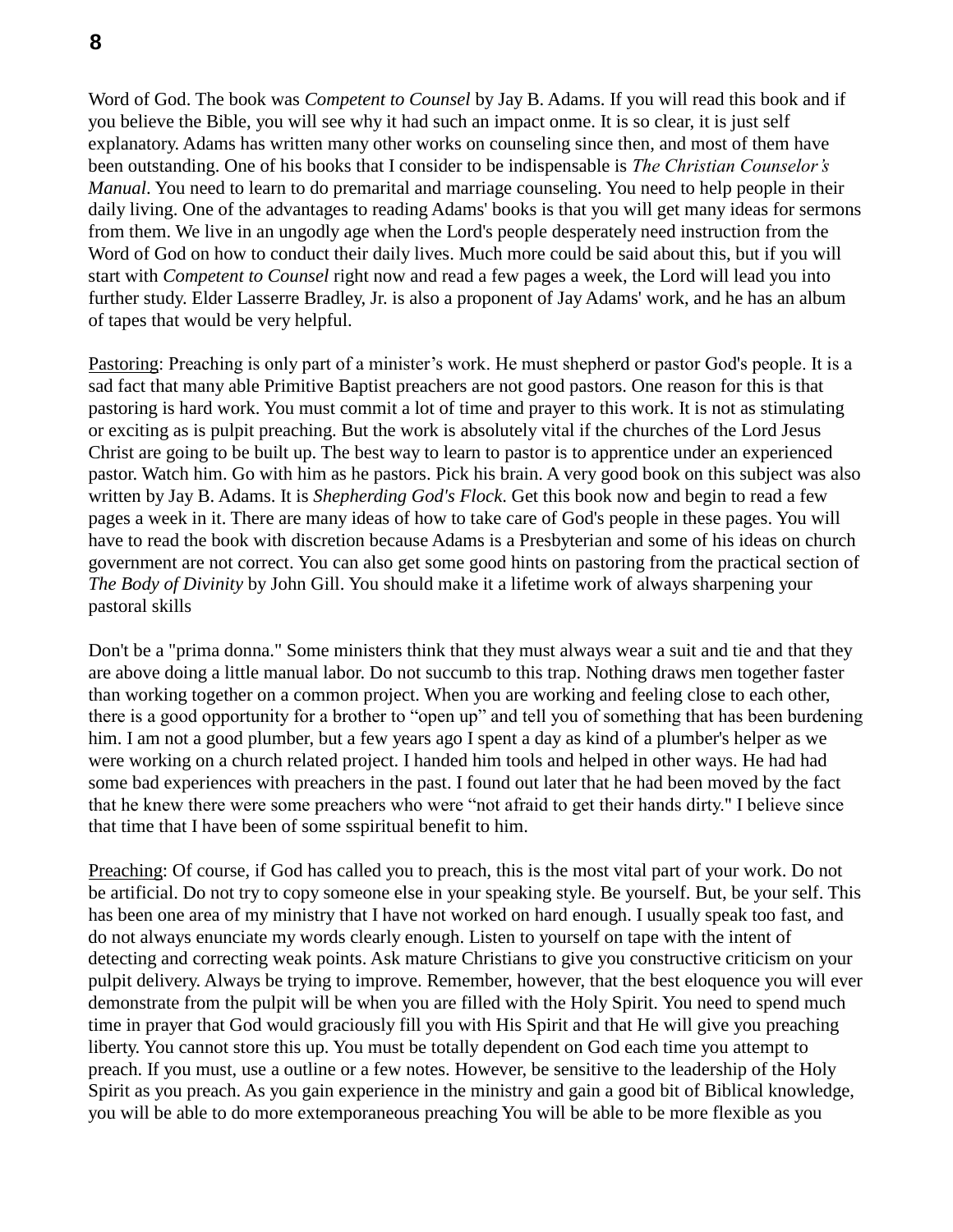Word of God. The book was *Competent to Counsel* by Jay B. Adams. If you will read this book and if you believe the Bible, you will see why it had such an impact onme. It is so clear, it is just self explanatory. Adams has written many other works on counseling since then, and most of them have been outstanding. One of his books that I consider to be indispensable is *The Christian Counselor's Manual*. You need to learn to do premarital and marriage counseling. You need to help people in their daily living. One of the advantages to reading Adams' books is that you will get many ideas for sermons from them. We live in an ungodly age when the Lord's people desperately need instruction from the Word of God on how to conduct their daily lives. Much more could be said about this, but if you will start with *Competent to Counsel* right now and read a few pages a week, the Lord will lead you into further study. Elder Lasserre Bradley, Jr. is also a proponent of Jay Adams' work, and he has an album of tapes that would be very helpful.

<u>Pastoring</u>: Preaching is only part of a minister's work. He must shepherd or pastor God's people. It is a sad fact that many able Primitive Baptist preachers are not good pastors. One reason for this is that pastoring is hard work. You must commit a lot of time and prayer to this work. It is not as stimulating or exciting as is pulpit preaching. But the work is absolutely vital if the churches of the Lord Jesus Christ are going to be built up. The best way to learn to pastor is to apprentice under an experienced pastor. Watch him. Go with him as he pastors. Pick his brain. A very good book on this subject was also written by Jay B. Adams. It is *Shepherding God's Flock*. Get this book now and begin to read a few pages a week in it. There are many ideas of how to take care of God's people in these pages. You will have to read the book with discretion because Adams is a Presbyterian and some of his ideas on church government are not correct. You can also get some good hints on pastoring from the practical section of *The Body of Divinity* by John Gill. You should make it a lifetime work of always sharpening your pastoral skills

Don't be a "prima donna." Some ministers think that they must always wear a suit and tie and that they are above doing a little manual labor. Do not succumb to this trap. Nothing draws men together faster than working together on a common project. When you are working and feeling close to each other, there is a good opportunity for a brother to "open up" and tell you of something that has been burdening him. I am not a good plumber, but a few years ago I spent a day as kind of a plumber's helper as we were working on a church related project. I handed him tools and helped in other ways. He had had some bad experiences with preachers in the past. I found out later that he had been moved by the fact that he knew there were some preachers who were "not afraid to get their hands dirty." I believe since that time that I have been of some sspiritual benefit to him.

<u>Preaching</u>: Of course, if God has called you to preach, this is the most vital part of your work. Do not be artificial. Do not try to copy someone else in your speaking style. Be yourself. But, be your self. This has been one area of my ministry that I have not worked on hard enough. I usually speak too fast, and do not always enunciate my words clearly enough. Listen to yourself on tape with the intent of detecting and correcting weak points. Ask mature Christians to give you constructive criticism on your pulpit delivery. Always be trying to improve. Remember, however, that the best eloquence you will ever demonstrate from the pulpit will be when you are filled with the Holy Spirit. You need to spend much time in prayer that God would graciously fill you with His Spirit and that He will give you preaching liberty. You cannot store this up. You must be totally dependent on God each time you attempt to preach. If you must, use a outline or a few notes. However, be sensitive to the leadership of the Holy Spirit as you preach. As you gain experience in the ministry and gain a good bit of Biblical knowledge, you will be able to do more extemporaneous preaching You will be able to be more flexible as you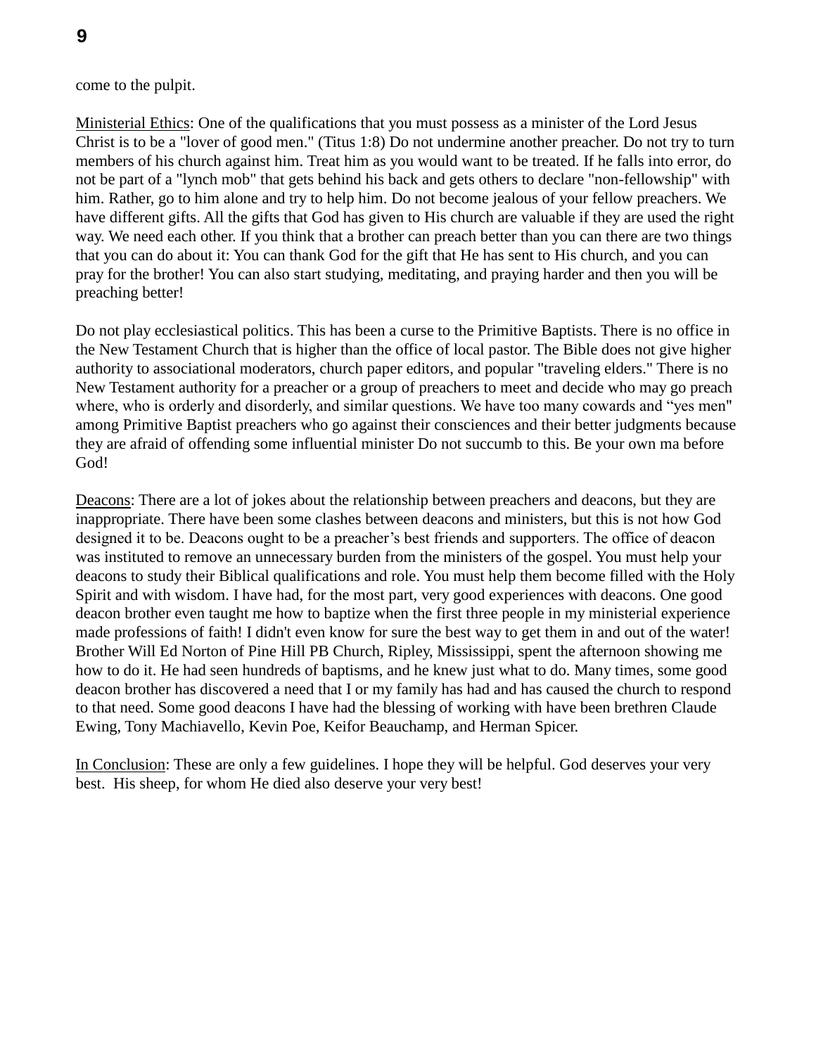come to the pulpit.

<u>Ministerial Ethics</u>: One of the qualifications that you must possess as a minister of the Lord Jesus Christ is to be a "lover of good men." (Titus 1:8) Do not undermine another preacher. Do not try to turn members of his church against him. Treat him as you would want to be treated. If he falls into error, do not be part of a "lynch mob" that gets behind his back and gets others to declare "non-fellowship" with him. Rather, go to him alone and try to help him. Do not become jealous of your fellow preachers. We have different gifts. All the gifts that God has given to His church are valuable if they are used the right way. We need each other. If you think that a brother can preach better than you can there are two things that you can do about it: You can thank God for the gift that He has sent to His church, and you can pray for the brother! You can also start studying, meditating, and praying harder and then you will be preaching better!

Do not play ecclesiastical politics. This has been a curse to the Primitive Baptists. There is no office in the New Testament Church that is higher than the office of local pastor. The Bible does not give higher authority to associational moderators, church paper editors, and popular "traveling elders." There is no New Testament authority for a preacher or a group of preachers to meet and decide who may go preach where, who is orderly and disorderly, and similar questions. We have too many cowards and “yes men" among Primitive Baptist preachers who go against their consciences and their better judgments because they are afraid of offending some influential minister Do not succumb to this. Be your own ma before God!

<u>Deacons</u>: There are a lot of jokes about the relationship between preachers and deacons, but they are inappropriate. There have been some clashes between deacons and ministers, but this is not how God designed it to be. Deacons ought to be a preacher’s best friends and supporters. The office of deacon was instituted to remove an unnecessary burden from the ministers of the gospel. You must help your deacons to study their Biblical qualifications and role. You must help them become filled with the Holy Spirit and with wisdom. I have had, for the most part, very good experiences with deacons. One good deacon brother even taught me how to baptize when the first three people in my ministerial experience made professions of faith! I didn't even know for sure the best way to get them in and out of the water! Brother Will Ed Norton of Pine Hill PB Church, Ripley, Mississippi, spent the afternoon showing me how to do it. He had seen hundreds of baptisms, and he knew just what to do. Many times, some good deacon brother has discovered a need that I or my family has had and has caused the church to respond to that need. Some good deacons I have had the blessing of working with have been brethren Claude Ewing, Tony Machiavello, Kevin Poe, Keifor Beauchamp, and Herman Spicer.

<u>In Conclusion</u>: These are only a few guidelines. I hope they will be helpful. God deserves your very best. His sheep, for whom He died also deserve your very best!